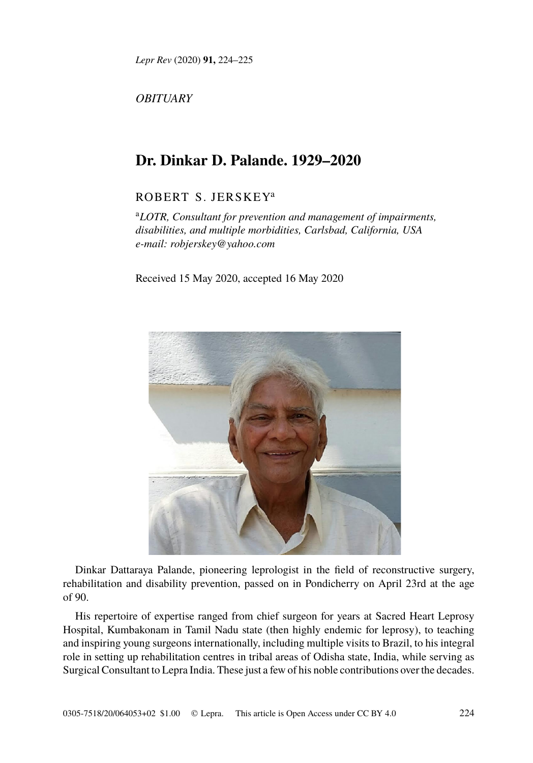*OBITUARY*

# Dr. Dinkar D. Palande. 1929–2020

ROBERT S. JERSKEY[a]

[a]*LOTR, Consultant for prevention and management of impairments, disabilities, and multiple morbidities, Carlsbad, California, USA*
*e-mail: robjerskey@yahoo.com*

Received 15 May 2020, accepted 16 May 2020

Dinkar Dattaraya Palande, pioneering leprologist in the field of reconstructive surgery, rehabilitation and disability prevention, passed on in Pondicherry on April 23rd at the age of 90.

His repertoire of expertise ranged from chief surgeon for years at Sacred Heart Leprosy Hospital, Kumbakonam in Tamil Nadu state (then highly endemic for leprosy), to teaching and inspiring young surgeons internationally, including multiple visits to Brazil, to his integral role in setting up rehabilitation centres in tribal areas of Odisha state, India, while serving as Surgical Consultant to Lepra India. These just a few of his noble contributions over the decades.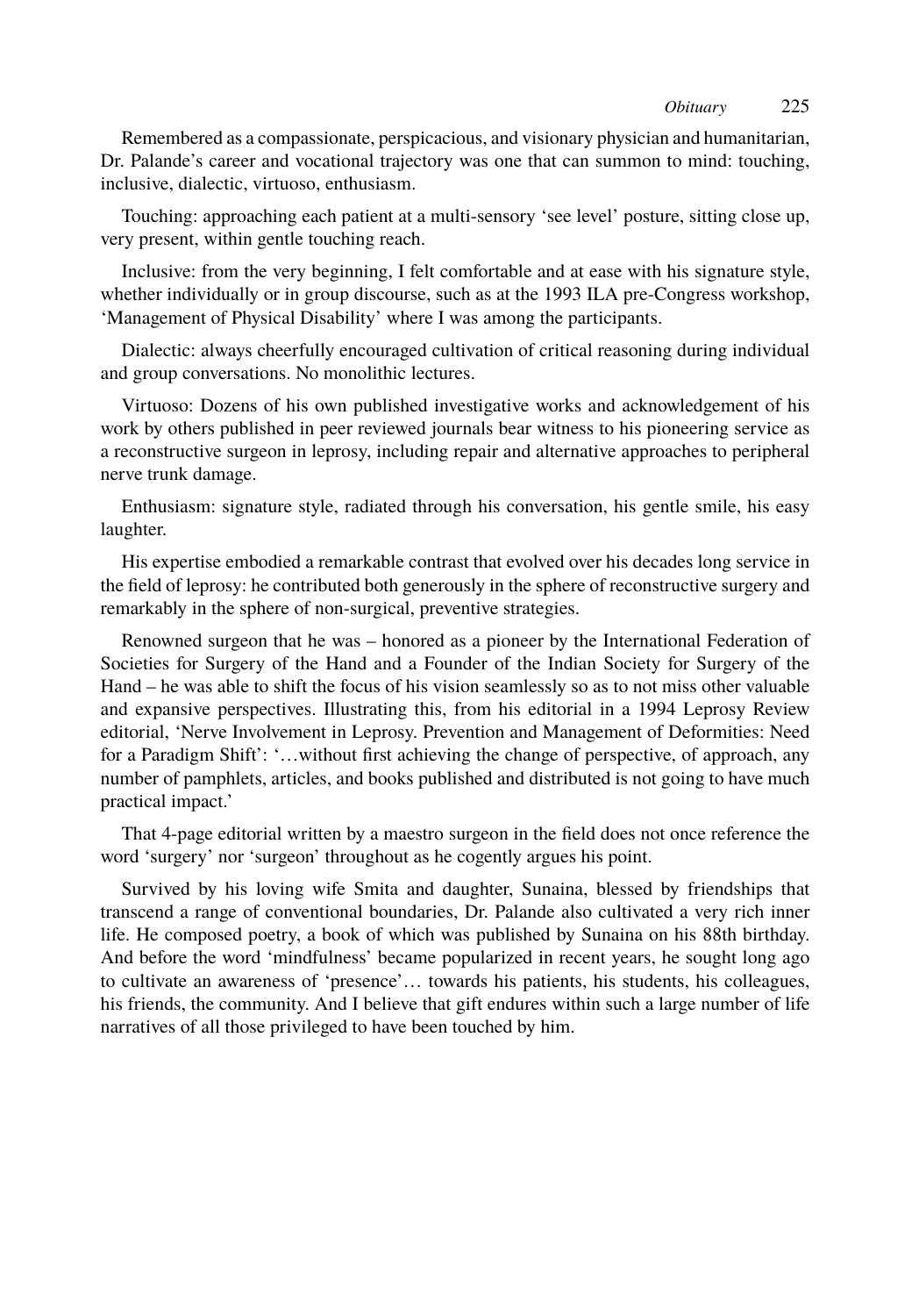Remembered as a compassionate, perspicacious, and visionary physician and humanitarian, Dr. Palande's career and vocational trajectory was one that can summon to mind: touching, inclusive, dialectic, virtuoso, enthusiasm.

Touching: approaching each patient at a multi-sensory 'see level' posture, sitting close up, very present, within gentle touching reach.

Inclusive: from the very beginning, I felt comfortable and at ease with his signature style, whether individually or in group discourse, such as at the 1993 ILA pre-Congress workshop, 'Management of Physical Disability' where I was among the participants.

Dialectic: always cheerfully encouraged cultivation of critical reasoning during individual and group conversations. No monolithic lectures.

Virtuoso: Dozens of his own published investigative works and acknowledgement of his work by others published in peer reviewed journals bear witness to his pioneering service as a reconstructive surgeon in leprosy, including repair and alternative approaches to peripheral nerve trunk damage.

Enthusiasm: signature style, radiated through his conversation, his gentle smile, his easy laughter.

His expertise embodied a remarkable contrast that evolved over his decades long service in the field of leprosy: he contributed both generously in the sphere of reconstructive surgery and remarkably in the sphere of non-surgical, preventive strategies.

Renowned surgeon that he was – honored as a pioneer by the International Federation of Societies for Surgery of the Hand and a Founder of the Indian Society for Surgery of the Hand – he was able to shift the focus of his vision seamlessly so as to not miss other valuable and expansive perspectives. Illustrating this, from his editorial in a 1994 Leprosy Review editorial, 'Nerve Involvement in Leprosy. Prevention and Management of Deformities: Need for a Paradigm Shift': '…without first achieving the change of perspective, of approach, any number of pamphlets, articles, and books published and distributed is not going to have much practical impact.'

That 4-page editorial written by a maestro surgeon in the field does not once reference the word 'surgery' nor 'surgeon' throughout as he cogently argues his point.

Survived by his loving wife Smita and daughter, Sunaina, blessed by friendships that transcend a range of conventional boundaries, Dr. Palande also cultivated a very rich inner life. He composed poetry, a book of which was published by Sunaina on his 88th birthday. And before the word 'mindfulness' became popularized in recent years, he sought long ago to cultivate an awareness of 'presence'… towards his patients, his students, his colleagues, his friends, the community. And I believe that gift endures within such a large number of life narratives of all those privileged to have been touched by him.